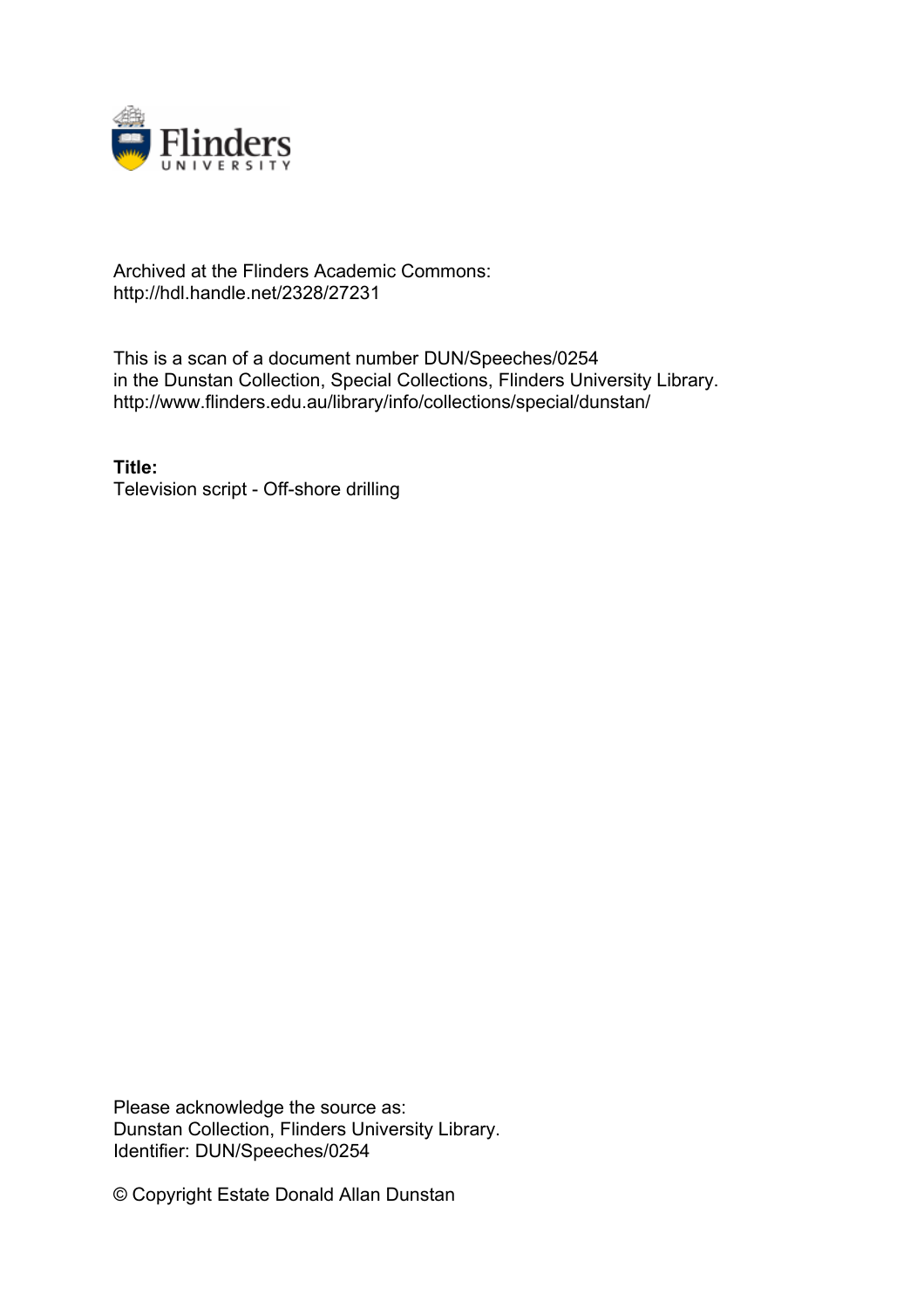Archived at the Flinders Academic Commons:
http://hdl.handle.net/2328/27231

This is a scan of a document number DUN/Speeches/0254
in the Dunstan Collection, Special Collections, Flinders University Library.
http://www.flinders.edu.au/library/info/collections/special/dunstan/

**Title:**
Television script - Off-shore drilling

Please acknowledge the source as:
Dunstan Collection, Flinders University Library.
Identifier: DUN/Speeches/0254

© Copyright Estate Donald Allan Dunstan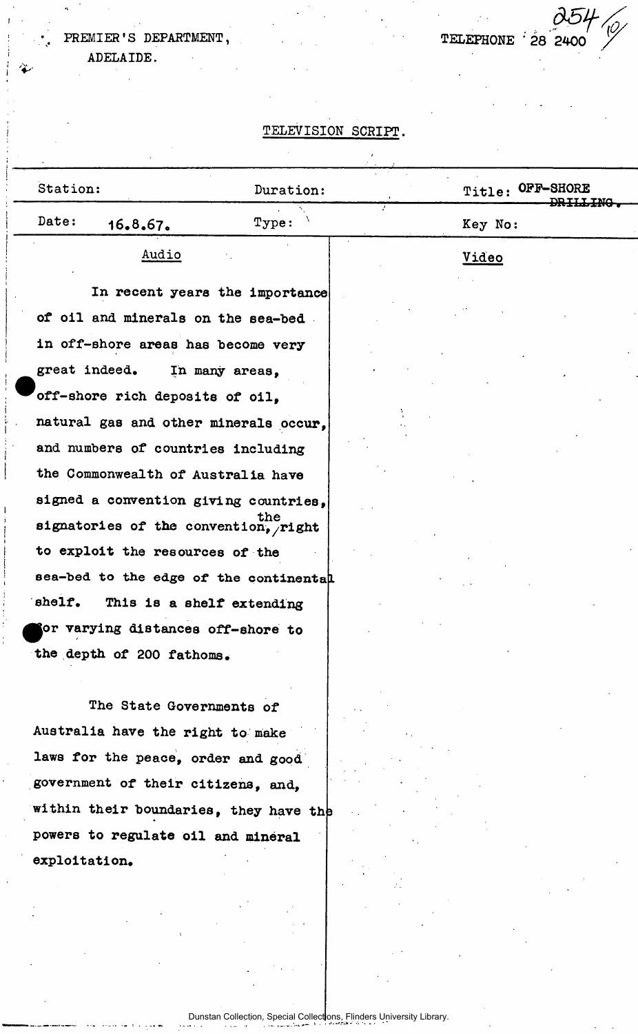PREMIER'S DEPARTMENT,
ADELAIDE.

TELEPHONE 28 2400

254/10

TELEVISION SCRIPT.

| Station: | Duration: | Title: OFF-SHORE ~~DRILLING.~~ |
| --- | --- | --- |
| Date: 16.8.67. | Type: | Key No: |

| Audio | Video |
| --- | --- |
| In recent years the importance of oil and minerals on the sea-bed in off-shore areas has become very great indeed. In many areas, off-shore rich deposits of oil, natural gas and other minerals occur, and numbers of countries including the Commonwealth of Australia have signed a convention giving countries, signatories of the convention, the right to exploit the resources of the sea-bed to the edge of the continental shelf. This is a shelf extending for varying distances off-shore to the depth of 200 fathoms. | |
| The State Governments of Australia have the right to make laws for the peace, order and good government of their citizens, and, within their boundaries, they have the powers to regulate oil and mineral exploitation. | |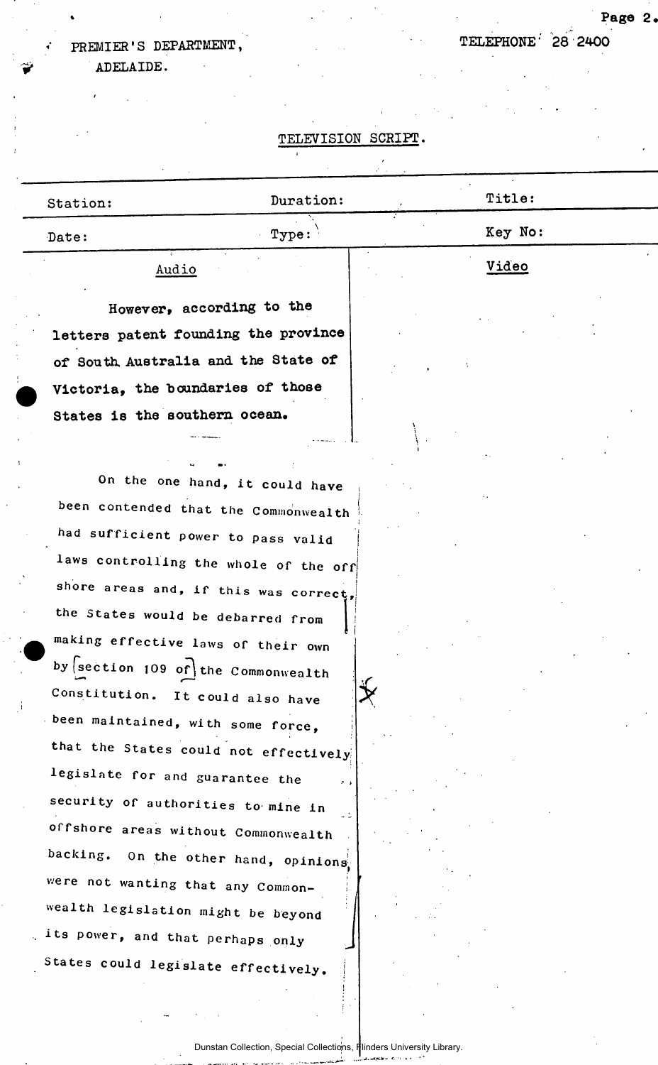PREMIER'S DEPARTMENT,
ADELAIDE.

TELEPHONE 28 2400

TELEVISION SCRIPT.

| Station: | Duration: | Title: |
|---|---|---|
| Date: | Type: | Key No: |

| Audio | Video |
|---|---|
| However, according to the letters patent founding the province of South Australia and the State of Victoria, the boundaries of those States is the southern ocean. | |
| On the one hand, it could have been contended that the Commonwealth had sufficient power to pass valid laws controlling the whole of the off shore areas and, if this was correct, the States would be debarred from making effective laws of their own by [section 109 of] the Commonwealth Constitution. It could also have been maintained, with some force, that the States could not effectively legislate for and guarantee the security of authorities to mine in offshore areas without Commonwealth backing. On the other hand, opinions were not wanting that any Commonwealth legislation might be beyond its power, and that perhaps only States could legislate effectively. | |

Dunstan Collection, Special Collections, Flinders University Library.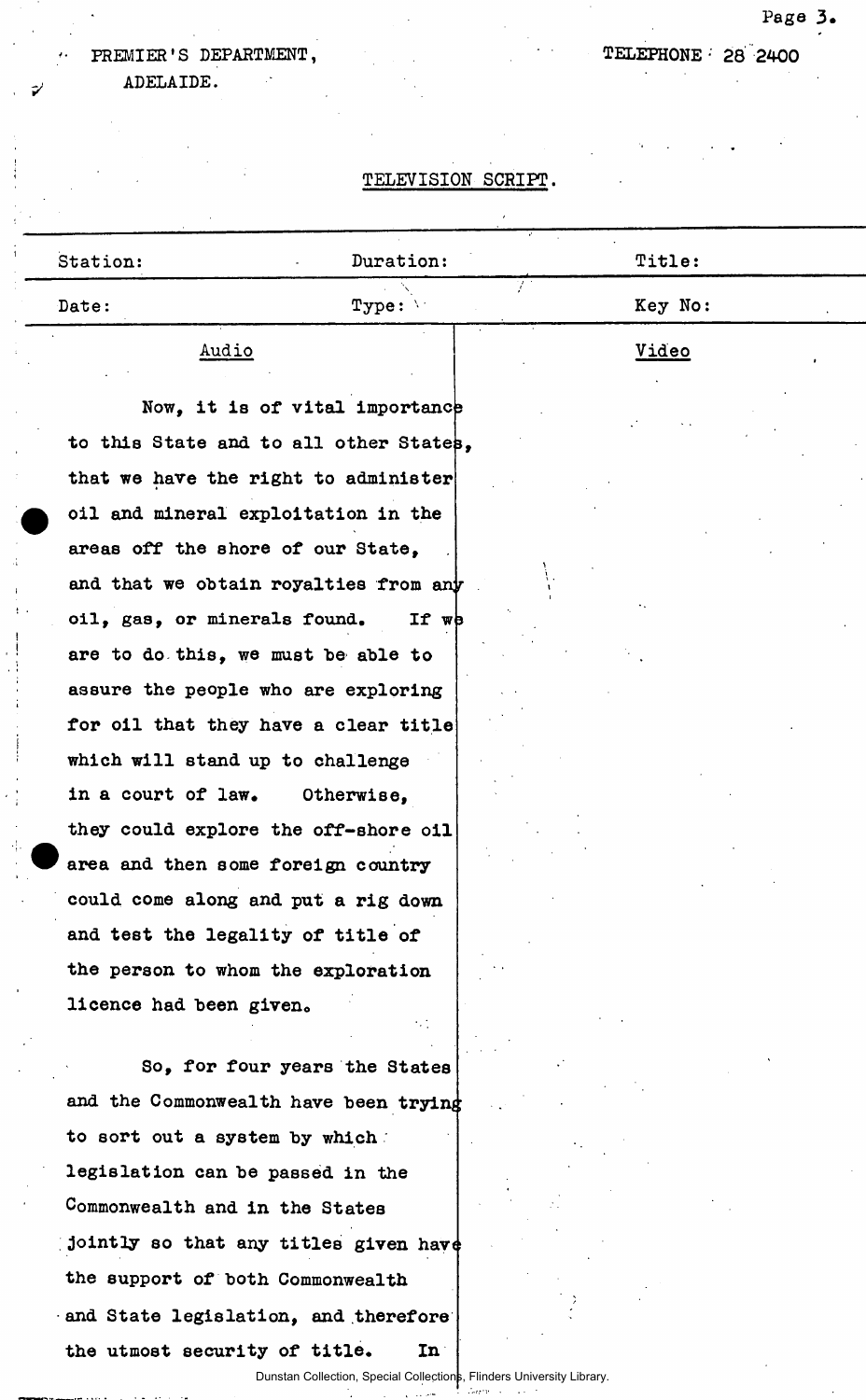PREMIER'S DEPARTMENT,
ADELAIDE.

TELEPHONE 28 2400

TELEVISION SCRIPT.

| Station: | Duration: | Title: |
|---|---|---|
| Date: | Type: | Key No: |

| Audio | Video |
|---|---|
| Now, it is of vital importance to this State and to all other States, that we have the right to administer oil and mineral exploitation in the areas off the shore of our State, and that we obtain royalties from any oil, gas, or minerals found. If we are to do this, we must be able to assure the people who are exploring for oil that they have a clear title which will stand up to challenge in a court of law. Otherwise, they could explore the off-shore oil area and then some foreign country could come along and put a rig down and test the legality of title of the person to whom the exploration licence had been given. | |
| So, for four years the States and the Commonwealth have been trying to sort out a system by which legislation can be passed in the Commonwealth and in the States jointly so that any titles given have the support of both Commonwealth and State legislation, and therefore the utmost security of title. In | |

Dunstan Collection, Special Collections, Flinders University Library.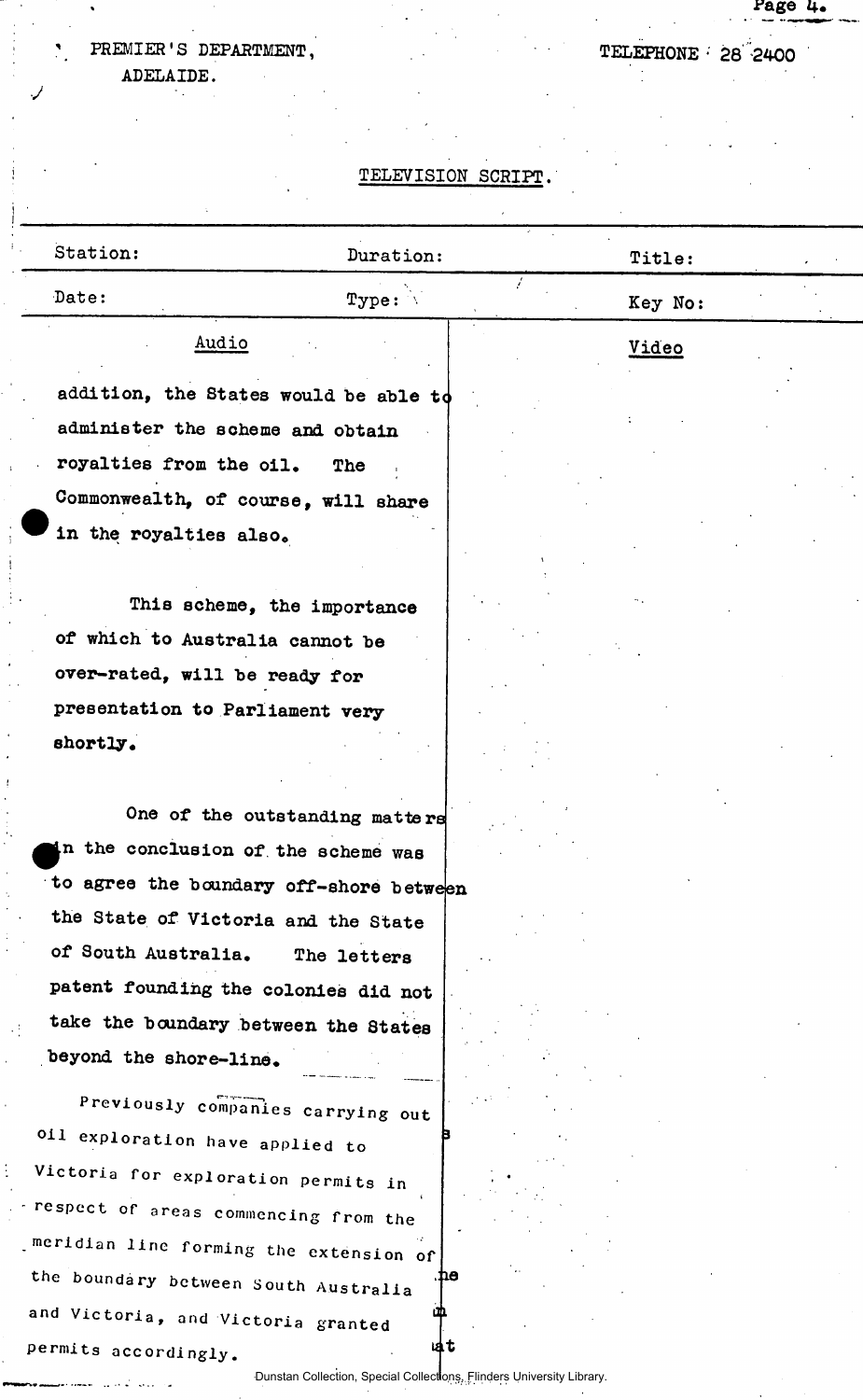PREMIER'S DEPARTMENT,
ADELAIDE.

TELEPHONE 28 2400

TELEVISION SCRIPT.

| Station: | Duration: | Title: |
|---|---|---|
| Date: | Type: | Key No: |

| Audio | Video |
|---|---|
| addition, the States would be able to administer the scheme and obtain royalties from the oil. The Commonwealth, of course, will share in the royalties also. | |
| This scheme, the importance of which to Australia cannot be over-rated, will be ready for presentation to Parliament very shortly. | |
| One of the outstanding matters in the conclusion of the scheme was to agree the boundary off-shore between the State of Victoria and the State of South Australia. The letters patent founding the colonies did not take the boundary between the States beyond the shore-line. | |
| Previously companies carrying out oil exploration have applied to Victoria for exploration permits in respect of areas commencing from the meridian line forming the extension of the boundary between South Australia and Victoria, and Victoria granted permits accordingly. | |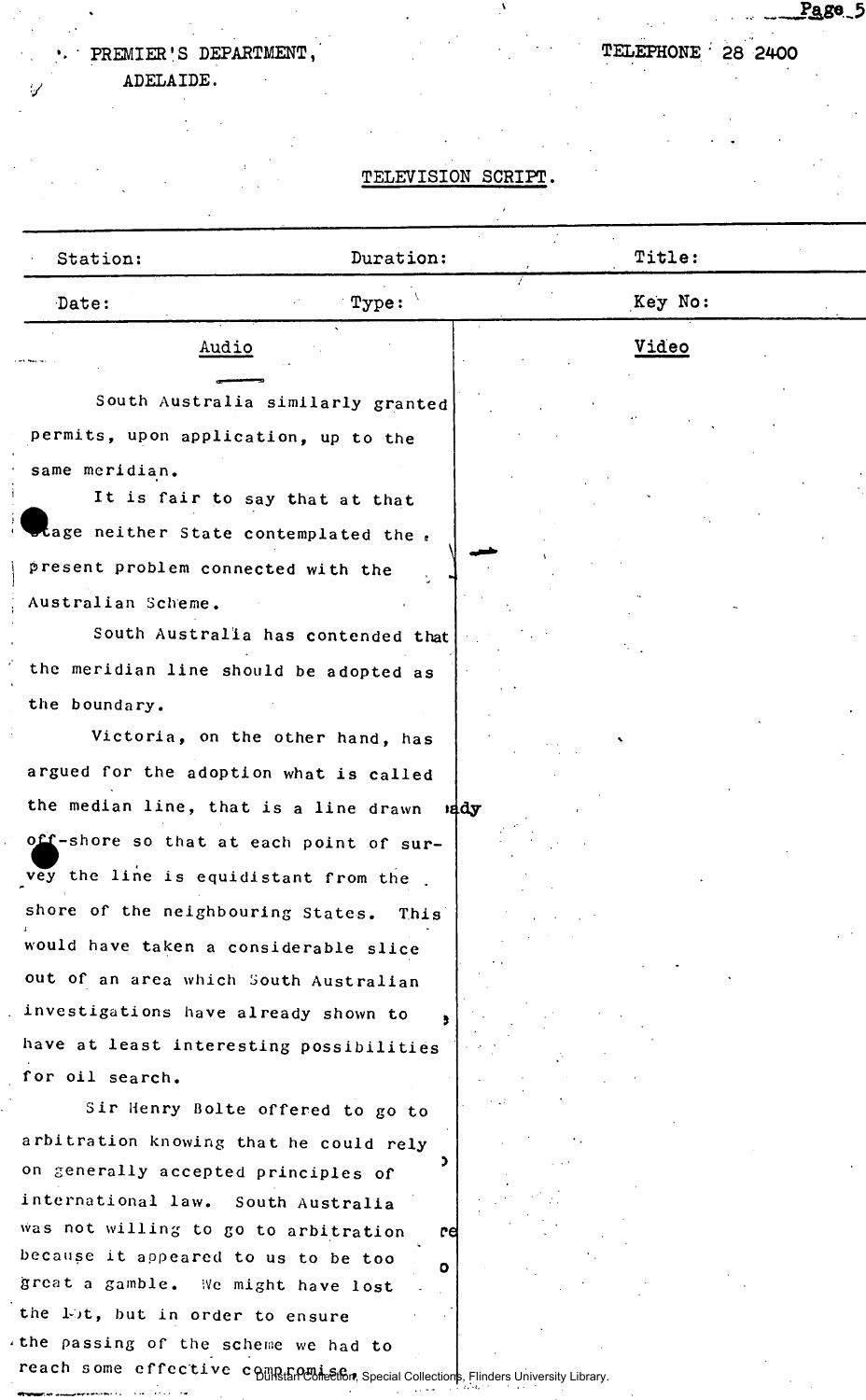PREMIER'S DEPARTMENT,
ADELAIDE.

TELEPHONE 28 2400

TELEVISION SCRIPT.

| Station: | Duration: | Title: |
|---|---|---|
| Date: | Type: | Key No: |

| Audio | Video |
|---|---|
| South Australia similarly granted permits, upon application, up to the same meridian. It is fair to say that at that stage neither State contemplated the present problem connected with the Australian Scheme. South Australia has contended that the meridian line should be adopted as the boundary. Victoria, on the other hand, has argued for the adoption what is called the median line, that is a line drawn off-shore so that at each point of survey the line is equidistant from the shore of the neighbouring States. This would have taken a considerable slice out of an area which South Australian investigations have already shown to have at least interesting possibilities for oil search. Sir Henry Bolte offered to go to arbitration knowing that he could rely on generally accepted principles of international law. South Australia was not willing to go to arbitration because it appeared to us to be too great a gamble. We might have lost the lot, but in order to ensure the passing of the scheme we had to reach some effective compromise. | |

Dunstan Collection, Special Collections, Flinders University Library.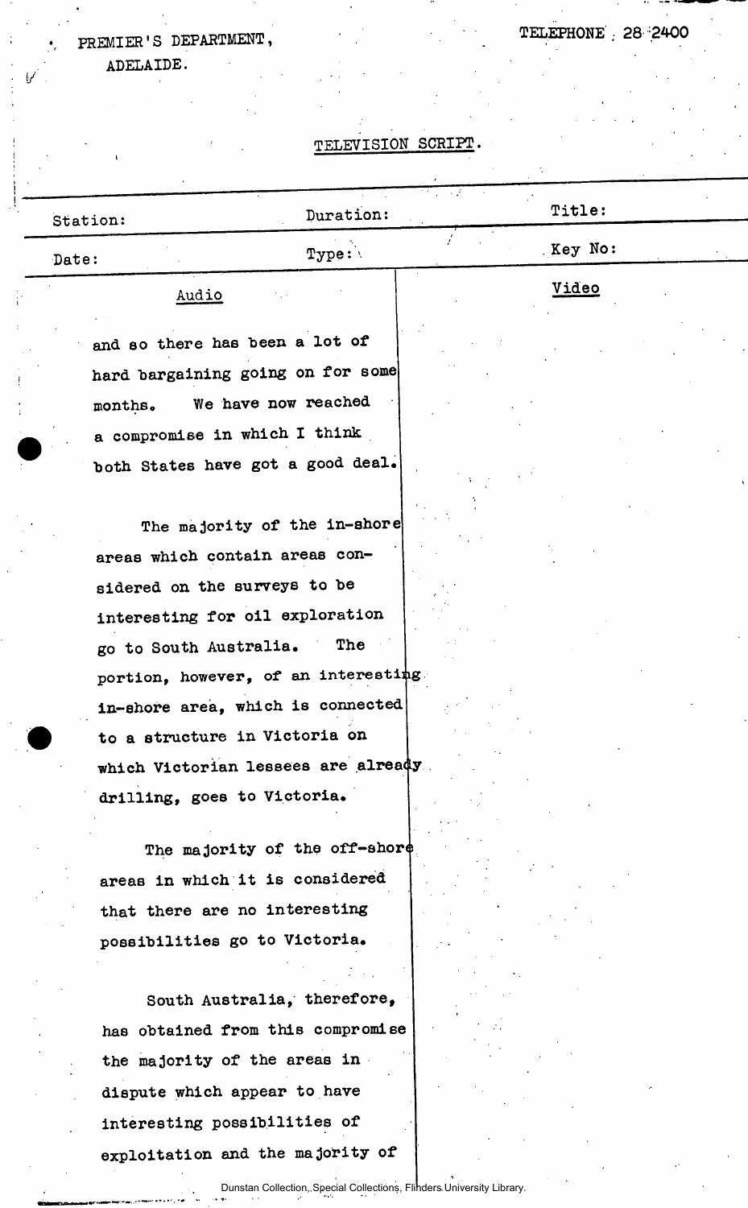PREMIER'S DEPARTMENT,
ADELAIDE.

TELEPHONE 28 2400

TELEVISION SCRIPT.

| Station: | Duration: | Title: |
|---|---|---|
| Date: | Type: | Key No: |

| Audio | Video |
|---|---|
| and so there has been a lot of hard bargaining going on for some months. We have now reached a compromise in which I think both States have got a good deal. | |
| The majority of the in-shore areas which contain areas considered on the surveys to be interesting for oil exploration go to South Australia. The portion, however, of an interesting in-shore area, which is connected to a structure in Victoria on which Victorian lessees are already drilling, goes to Victoria. | |
| The majority of the off-shore areas in which it is considered that there are no interesting possibilities go to Victoria. | |
| South Australia, therefore, has obtained from this compromise the majority of the areas in dispute which appear to have interesting possibilities of exploitation and the majority of | |

Dunstan Collection, Special Collections, Flinders University Library.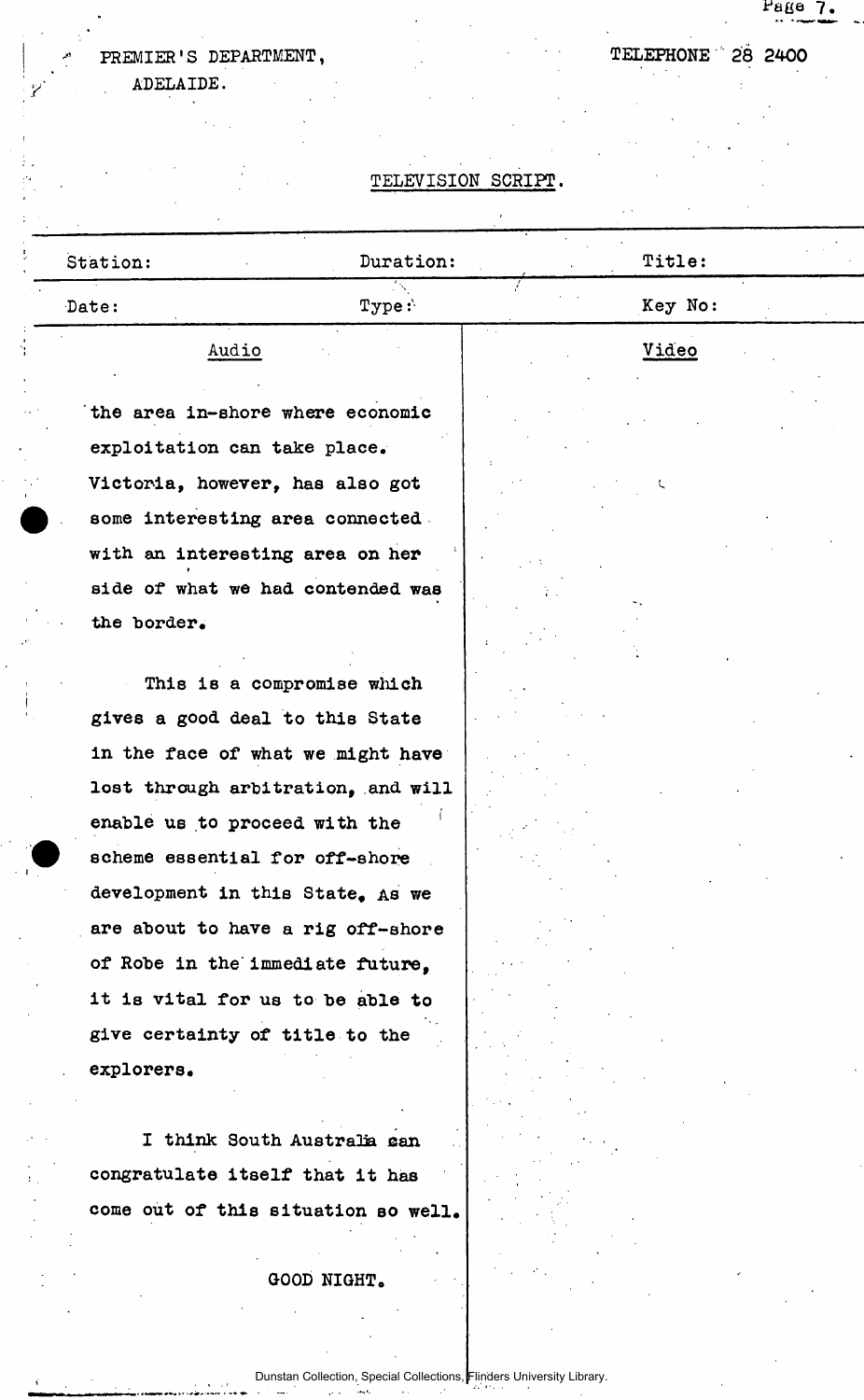PREMIER'S DEPARTMENT,
ADELAIDE.

TELEPHONE 28 2400

TELEVISION SCRIPT.

| Station: | Duration: | Title: |
|---|---|---|
| Date: | Type: | Key No: |

| Audio | Video |
|---|---|
| the area in-shore where economic exploitation can take place. Victoria, however, has also got some interesting area connected with an interesting area on her side of what we had contended was the border. | |
| This is a compromise which gives a good deal to this State in the face of what we might have lost through arbitration, and will enable us to proceed with the scheme essential for off-shore development in this State. As we are about to have a rig off-shore of Robe in the immediate future, it is vital for us to be able to give certainty of title to the explorers. | |
| I think South Australia can congratulate itself that it has come out of this situation so well. | |
| GOOD NIGHT. | |

Dunstan Collection, Special Collections, Flinders University Library.